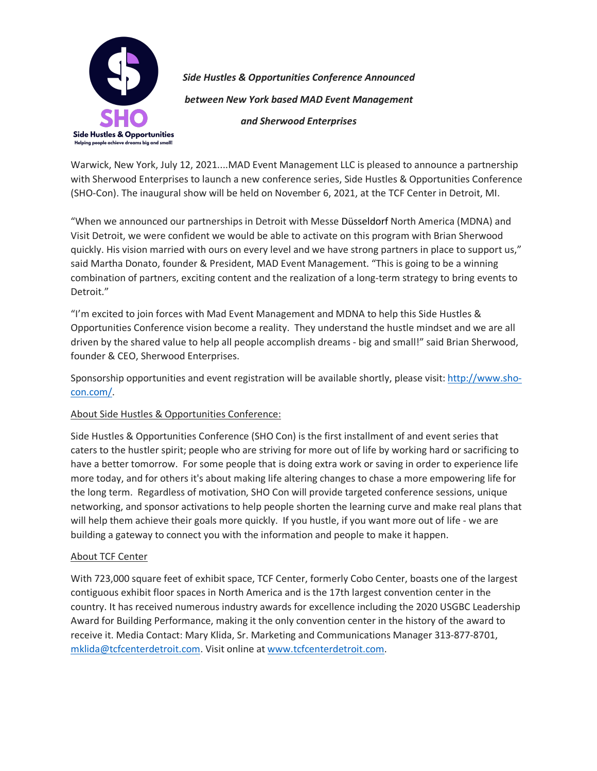***Side Hustles & Opportunities Conference Announced between New York based MAD Event Management and Sherwood Enterprises***

Warwick, New York, July 12, 2021....MAD Event Management LLC is pleased to announce a partnership with Sherwood Enterprises to launch a new conference series, Side Hustles & Opportunities Conference (SHO-Con). The inaugural show will be held on November 6, 2021, at the TCF Center in Detroit, MI.

"When we announced our partnerships in Detroit with Messe Düsseldorf North America (MDNA) and Visit Detroit, we were confident we would be able to activate on this program with Brian Sherwood quickly. His vision married with ours on every level and we have strong partners in place to support us," said Martha Donato, founder & President, MAD Event Management. "This is going to be a winning combination of partners, exciting content and the realization of a long-term strategy to bring events to Detroit."

"I'm excited to join forces with Mad Event Management and MDNA to help this Side Hustles & Opportunities Conference vision become a reality. They understand the hustle mindset and we are all driven by the shared value to help all people accomplish dreams - big and small!" said Brian Sherwood, founder & CEO, Sherwood Enterprises.

Sponsorship opportunities and event registration will be available shortly, please visit: http://www.sho-con.com/.

About Side Hustles & Opportunities Conference:

Side Hustles & Opportunities Conference (SHO Con) is the first installment of and event series that caters to the hustler spirit; people who are striving for more out of life by working hard or sacrificing to have a better tomorrow. For some people that is doing extra work or saving in order to experience life more today, and for others it's about making life altering changes to chase a more empowering life for the long term. Regardless of motivation, SHO Con will provide targeted conference sessions, unique networking, and sponsor activations to help people shorten the learning curve and make real plans that will help them achieve their goals more quickly. If you hustle, if you want more out of life - we are building a gateway to connect you with the information and people to make it happen.

About TCF Center

With 723,000 square feet of exhibit space, TCF Center, formerly Cobo Center, boasts one of the largest contiguous exhibit floor spaces in North America and is the 17th largest convention center in the country. It has received numerous industry awards for excellence including the 2020 USGBC Leadership Award for Building Performance, making it the only convention center in the history of the award to receive it. Media Contact: Mary Klida, Sr. Marketing and Communications Manager 313-877-8701, mklida@tcfcenterdetroit.com. Visit online at www.tcfcenterdetroit.com.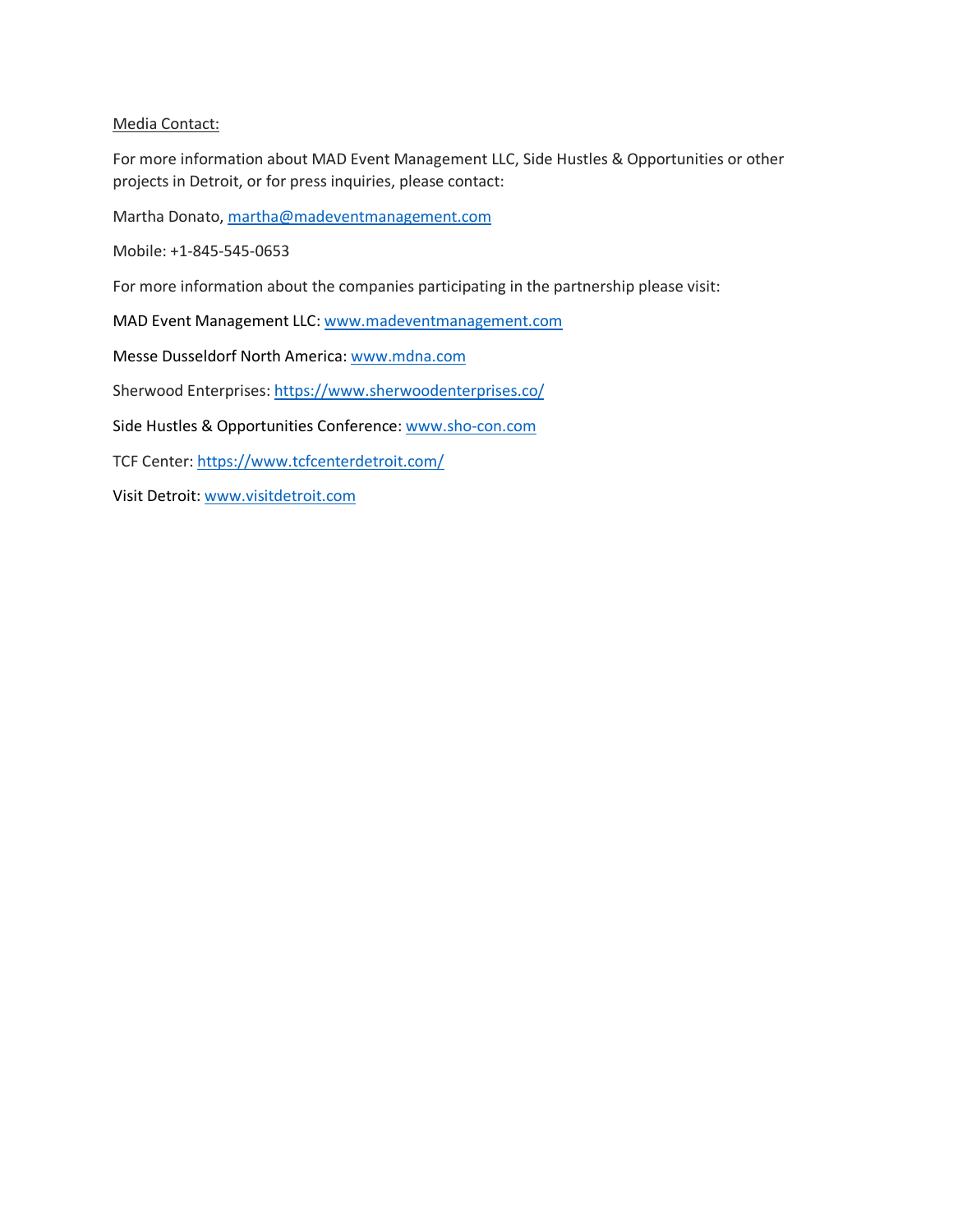Media Contact:

For more information about MAD Event Management LLC, Side Hustles & Opportunities or other projects in Detroit, or for press inquiries, please contact:

Martha Donato, martha@madeventmanagement.com

Mobile: +1-845-545-0653

For more information about the companies participating in the partnership please visit:

MAD Event Management LLC: www.madeventmanagement.com

Messe Dusseldorf North America: www.mdna.com

Sherwood Enterprises: https://www.sherwoodenterprises.co/

Side Hustles & Opportunities Conference: www.sho-con.com

TCF Center: https://www.tcfcenterdetroit.com/

Visit Detroit: www.visitdetroit.com